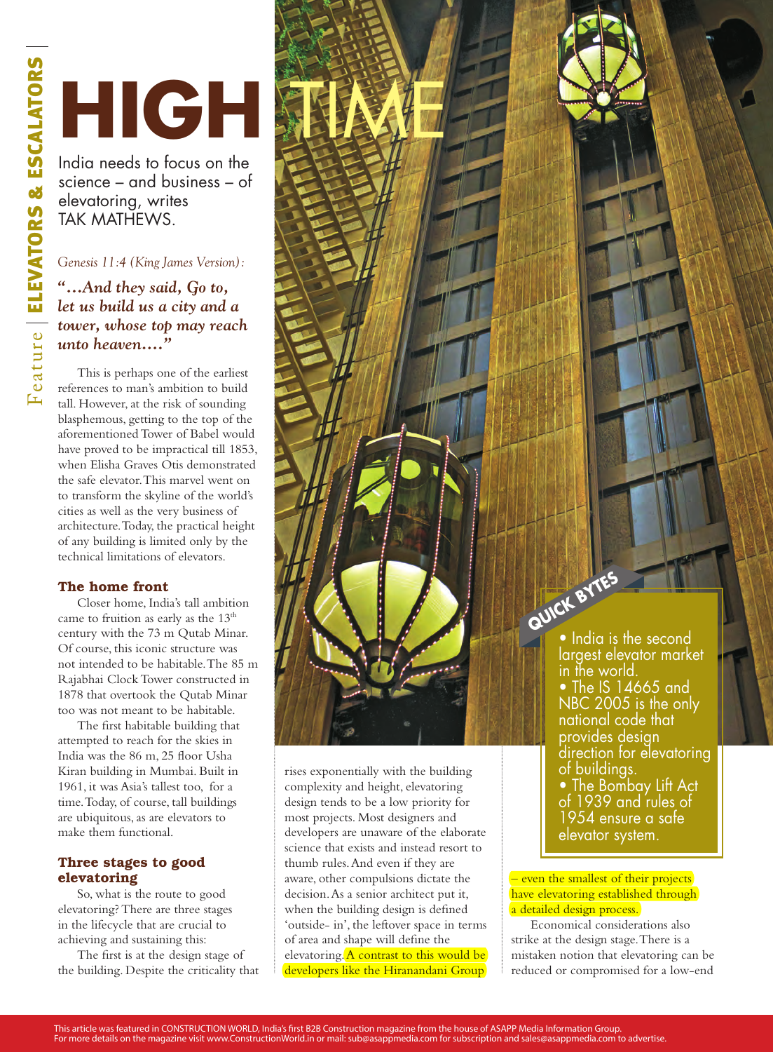# HIGH TIME

India needs to focus on the science – and business – of elevatoring, writes TAK MATHEWS.

*Genesis 11:4 (King James Version):*

***"…And they said, Go to, let us build us a city and a tower, whose top may reach unto heaven…."***

This is perhaps one of the earliest references to man's ambition to build tall. However, at the risk of sounding blasphemous, getting to the top of the aforementioned Tower of Babel would have proved to be impractical till 1853, when Elisha Graves Otis demonstrated the safe elevator. This marvel went on to transform the skyline of the world's cities as well as the very business of architecture. Today, the practical height of any building is limited only by the technical limitations of elevators.

### The home front

Closer home, India's tall ambition came to fruition as early as the 13th century with the 73 m Qutab Minar. Of course, this iconic structure was not intended to be habitable. The 85 m Rajabhai Clock Tower constructed in 1878 that overtook the Qutab Minar too was not meant to be habitable.

The first habitable building that attempted to reach for the skies in India was the 86 m, 25 floor Usha Kiran building in Mumbai. Built in 1961, it was Asia's tallest too, for a time. Today, of course, tall buildings are ubiquitous, as are elevators to make them functional.

### Three stages to good elevatoring

So, what is the route to good elevatoring? There are three stages in the lifecycle that are crucial to achieving and sustaining this:

The first is at the design stage of the building. Despite the criticality that rises exponentially with the building complexity and height, elevatoring design tends to be a low priority for most projects. Most designers and developers are unaware of the elaborate science that exists and instead resort to thumb rules. And even if they are aware, other compulsions dictate the decision. As a senior architect put it, when the building design is defined 'outside- in', the leftover space in terms of area and shape will define the elevatoring. A contrast to this would be developers like the Hiranandani Group – even the smallest of their projects have elevatoring established through a detailed design process.

Economical considerations also strike at the design stage. There is a mistaken notion that elevatoring can be reduced or compromised for a low-end

> **QUICK BYTES**
>
> - India is the second largest elevator market in the world.
> - The IS 14665 and NBC 2005 is the only national code that provides design direction for elevatoring of buildings.
> - The Bombay Lift Act of 1939 and rules of 1954 ensure a safe elevator system.

This article was featured in CONSTRUCTION WORLD, India's first B2B Construction magazine from the house of ASAPP Media Information Group.
For more details on the magazine visit www.ConstructionWorld.in or mail: sub@asappmedia.com for subscription and sales@asappmedia.com to advertise.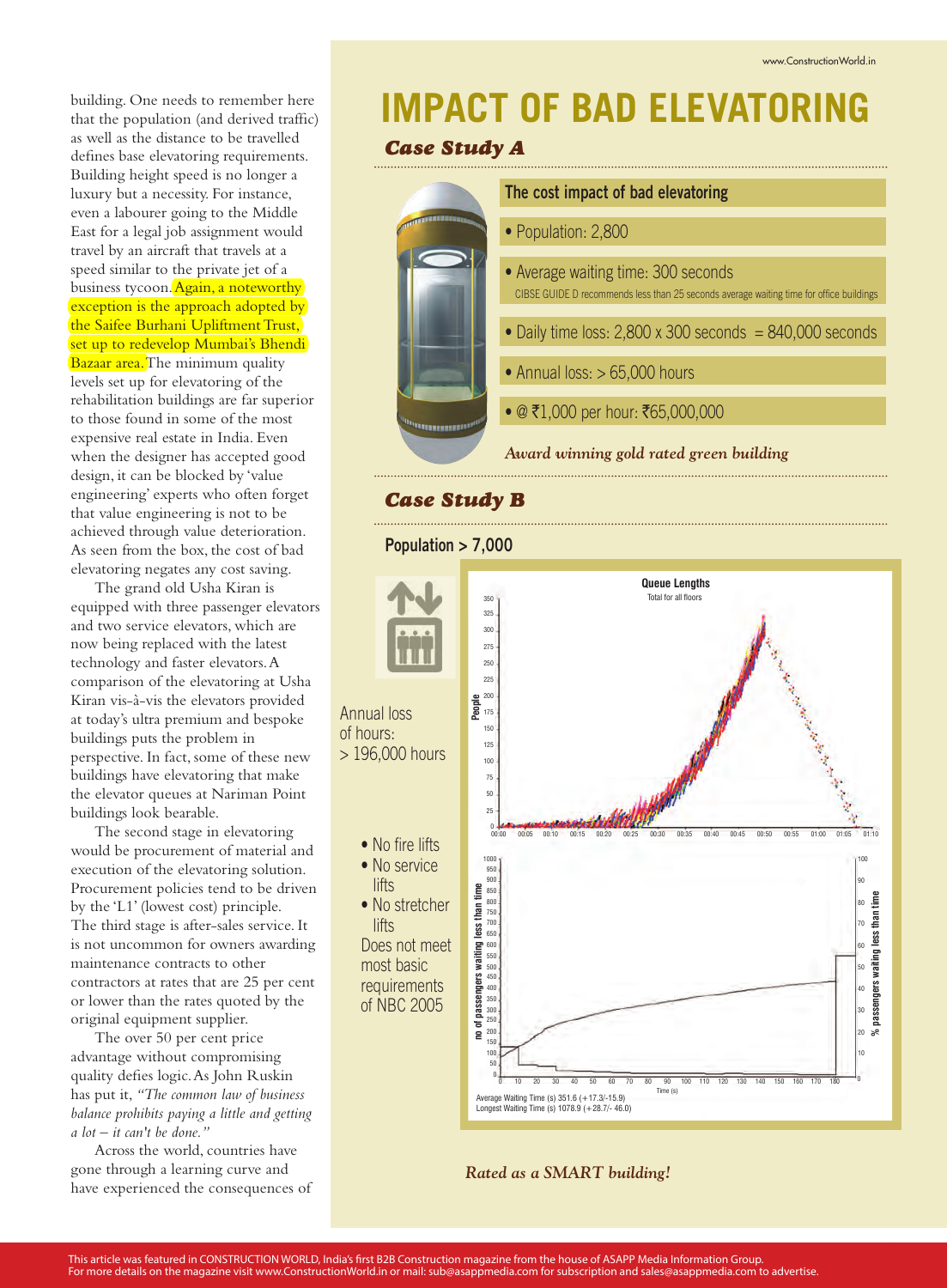building. One needs to remember here that the population (and derived traffic) as well as the distance to be travelled defines base elevatoring requirements. Building height speed is no longer a luxury but a necessity. For instance, even a labourer going to the Middle East for a legal job assignment would travel by an aircraft that travels at a speed similar to the private jet of a business tycoon. Again, a noteworthy exception is the approach adopted by the Saifee Burhani Upliftment Trust, set up to redevelop Mumbai's Bhendi Bazaar area. The minimum quality levels set up for elevatoring of the rehabilitation buildings are far superior to those found in some of the most expensive real estate in India. Even when the designer has accepted good design, it can be blocked by 'value engineering' experts who often forget that value engineering is not to be achieved through value deterioration. As seen from the box, the cost of bad elevatoring negates any cost saving.

The grand old Usha Kiran is equipped with three passenger elevators and two service elevators, which are now being replaced with the latest technology and faster elevators. A comparison of the elevatoring at Usha Kiran vis-à-vis the elevators provided at today's ultra premium and bespoke buildings puts the problem in perspective. In fact, some of these new buildings have elevatoring that make the elevator queues at Nariman Point buildings look bearable.

The second stage in elevatoring would be procurement of material and execution of the elevatoring solution. Procurement policies tend to be driven by the 'L1' (lowest cost) principle. The third stage is after-sales service. It is not uncommon for owners awarding maintenance contracts to other contractors at rates that are 25 per cent or lower than the rates quoted by the original equipment supplier.

The over 50 per cent price advantage without compromising quality defies logic. As John Ruskin has put it, *"The common law of business balance prohibits paying a little and getting a lot – it can't be done."*

Across the world, countries have gone through a learning curve and have experienced the consequences of

# IMPACT OF BAD ELEVATORING

## *Case Study A*

**The cost impact of bad elevatoring**

- Population: 2,800
- Average waiting time: 300 seconds
  CIBSE GUIDE D recommends less than 25 seconds average waiting time for office buildings
- Daily time loss: 2,800 x 300 seconds = 840,000 seconds
- Annual loss: > 65,000 hours
- @ ₹1,000 per hour: ₹65,000,000

*Award winning gold rated green building*

## *Case Study B*

**Population > 7,000**

Annual loss of hours: > 196,000 hours

- No fire lifts
- No service lifts
- No stretcher lifts

Does not meet most basic requirements of NBC 2005

Queue Lengths
Total for all floors

Average Waiting Time (s) 351.6 (+17.3/-15.9)
Longest Waiting Time (s) 1078.9 (+28.7/- 46.0)

*Rated as a SMART building!*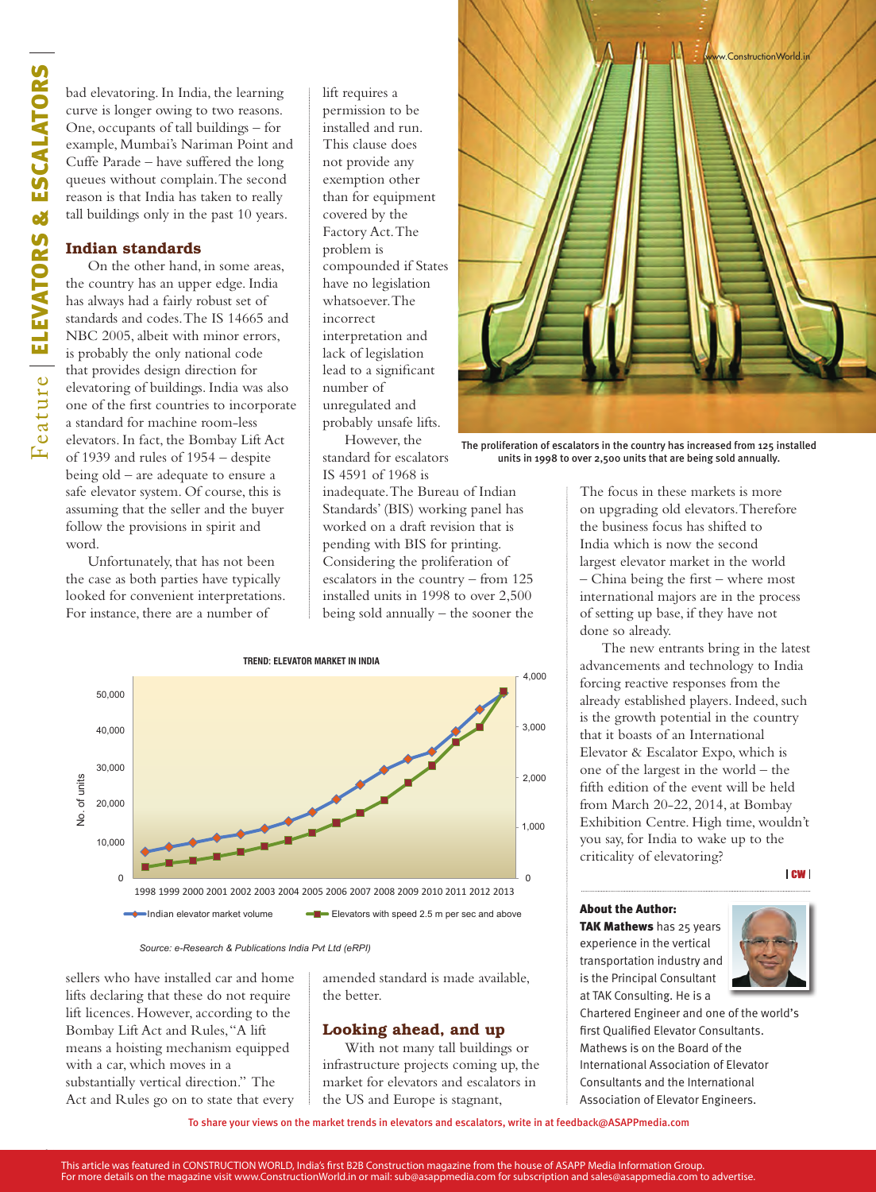bad elevatoring. In India, the learning curve is longer owing to two reasons. One, occupants of tall buildings – for example, Mumbai's Nariman Point and Cuffe Parade – have suffered the long queues without complain. The second reason is that India has taken to really tall buildings only in the past 10 years.

## Indian standards

On the other hand, in some areas, the country has an upper edge. India has always had a fairly robust set of standards and codes. The IS 14665 and NBC 2005, albeit with minor errors, is probably the only national code that provides design direction for elevatoring of buildings. India was also one of the first countries to incorporate a standard for machine room-less elevators. In fact, the Bombay Lift Act of 1939 and rules of 1954 – despite being old – are adequate to ensure a safe elevator system. Of course, this is assuming that the seller and the buyer follow the provisions in spirit and word.

Unfortunately, that has not been the case as both parties have typically looked for convenient interpretations. For instance, there are a number of sellers who have installed car and home lifts declaring that these do not require lift licences. However, according to the Bombay Lift Act and Rules, "A lift means a hoisting mechanism equipped with a car, which moves in a substantially vertical direction." The Act and Rules go on to state that every lift requires a permission to be installed and run. This clause does not provide any exemption other than for equipment covered by the Factory Act. The problem is compounded if States have no legislation whatsoever. The incorrect interpretation and lack of legislation lead to a significant number of unregulated and probably unsafe lifts.

However, the standard for escalators IS 4591 of 1968 is inadequate. The Bureau of Indian Standards' (BIS) working panel has worked on a draft revision that is pending with BIS for printing. Considering the proliferation of escalators in the country – from 125 installed units in 1998 to over 2,500 being sold annually – the sooner the amended standard is made available, the better.

The proliferation of escalators in the country has increased from 125 installed units in 1998 to over 2,500 units that are being sold annually.

**TREND: ELEVATOR MARKET IN INDIA**

No. of units

0, 10,000, 20,000, 30,000, 40,000, 50,000

0, 1,000, 2,000, 3,000, 4,000

1998 1999 2000 2001 2002 2003 2004 2005 2006 2007 2008 2009 2010 2011 2012 2013

Indian elevator market volume — Elevators with speed 2.5 m per sec and above

*Source: e-Research & Publications India Pvt Ltd (eRPI)*

## Looking ahead, and up

With not many tall buildings or infrastructure projects coming up, the market for elevators and escalators in the US and Europe is stagnant, The focus in these markets is more on upgrading old elevators. Therefore the business focus has shifted to India which is now the second largest elevator market in the world – China being the first – where most international majors are in the process of setting up base, if they have not done so already.

The new entrants bring in the latest advancements and technology to India forcing reactive responses from the already established players. Indeed, such is the growth potential in the country that it boasts of an International Elevator & Escalator Expo, which is one of the largest in the world – the fifth edition of the event will be held from March 20-22, 2014, at Bombay Exhibition Centre. High time, wouldn't you say, for India to wake up to the criticality of elevatoring?

| CW |

**About the Author:**
**TAK Mathews** has 25 years experience in the vertical transportation industry and is the Principal Consultant at TAK Consulting. He is a Chartered Engineer and one of the world's first Qualified Elevator Consultants. Mathews is on the Board of the International Association of Elevator Consultants and the International Association of Elevator Engineers.

To share your views on the market trends in elevators and escalators, write in at feedback@ASAPPmedia.com

This article was featured in CONSTRUCTION WORLD, India's first B2B Construction magazine from the house of ASAPP Media Information Group.
For more details on the magazine visit www.ConstructionWorld.in or mail: sub@asappmedia.com for subscription and sales@asappmedia.com to advertise.